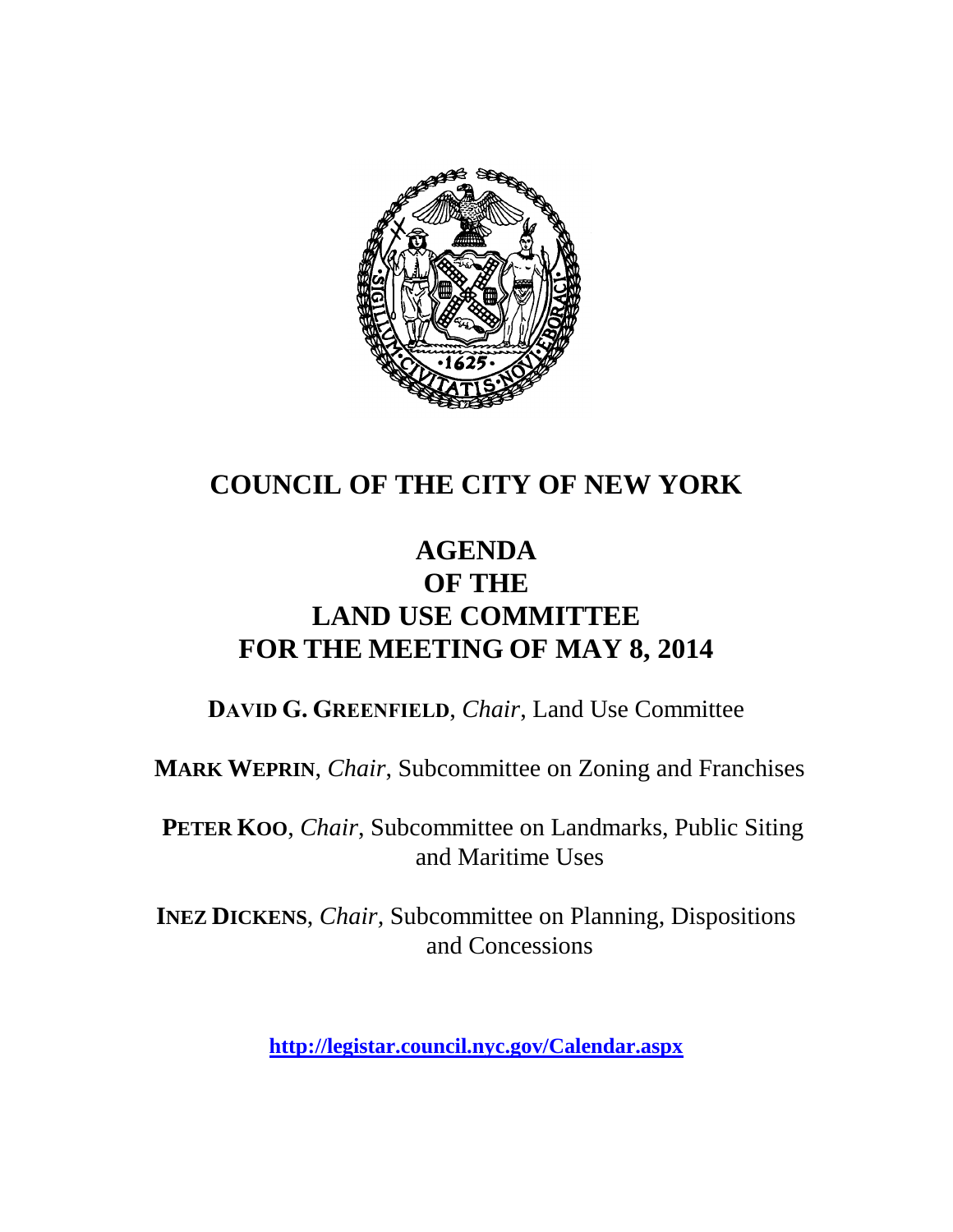# COUNCIL OF THE CITY OF NEW YORK

## AGENDA
## OF THE
## LAND USE COMMITTEE
## FOR THE MEETING OF MAY 8, 2014

**DAVID G. GREENFIELD**, *Chair*, Land Use Committee

**MARK WEPRIN**, *Chair*, Subcommittee on Zoning and Franchises

**PETER KOO**, *Chair*, Subcommittee on Landmarks, Public Siting and Maritime Uses

**INEZ DICKENS**, *Chair*, Subcommittee on Planning, Dispositions and Concessions

**http://legistar.council.nyc.gov/Calendar.aspx**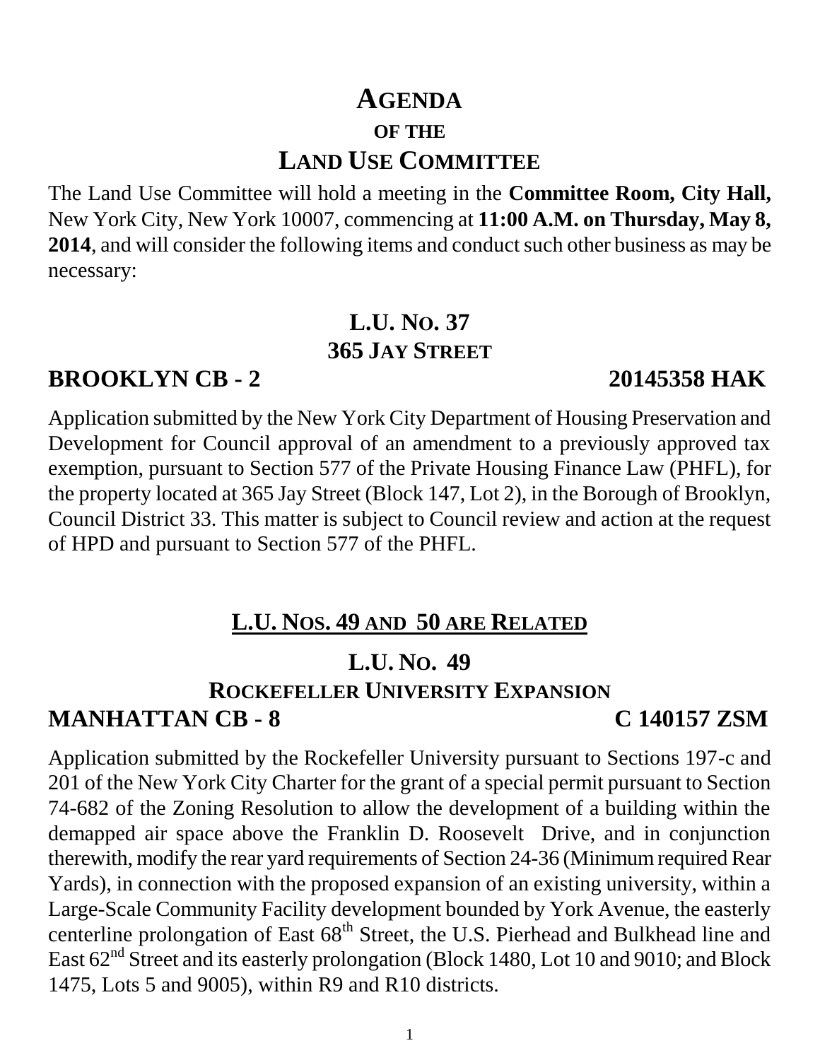# AGENDA

## OF THE

# LAND USE COMMITTEE

The Land Use Committee will hold a meeting in the **Committee Room, City Hall,** New York City, New York 10007, commencing at **11:00 A.M. on Thursday, May 8, 2014**, and will consider the following items and conduct such other business as may be necessary:

## L.U. NO. 37

### 365 JAY STREET

**BROOKLYN CB - 2** **20145358 HAK**

Application submitted by the New York City Department of Housing Preservation and Development for Council approval of an amendment to a previously approved tax exemption, pursuant to Section 577 of the Private Housing Finance Law (PHFL), for the property located at 365 Jay Street (Block 147, Lot 2), in the Borough of Brooklyn, Council District 33. This matter is subject to Council review and action at the request of HPD and pursuant to Section 577 of the PHFL.

## L.U. NOS. 49 AND 50 ARE RELATED

## L.U. NO. 49

### ROCKEFELLER UNIVERSITY EXPANSION

**MANHATTAN CB - 8** **C 140157 ZSM**

Application submitted by the Rockefeller University pursuant to Sections 197-c and 201 of the New York City Charter for the grant of a special permit pursuant to Section 74-682 of the Zoning Resolution to allow the development of a building within the demapped air space above the Franklin D. Roosevelt Drive, and in conjunction therewith, modify the rear yard requirements of Section 24-36 (Minimum required Rear Yards), in connection with the proposed expansion of an existing university, within a Large-Scale Community Facility development bounded by York Avenue, the easterly centerline prolongation of East 68th Street, the U.S. Pierhead and Bulkhead line and East 62nd Street and its easterly prolongation (Block 1480, Lot 10 and 9010; and Block 1475, Lots 5 and 9005), within R9 and R10 districts.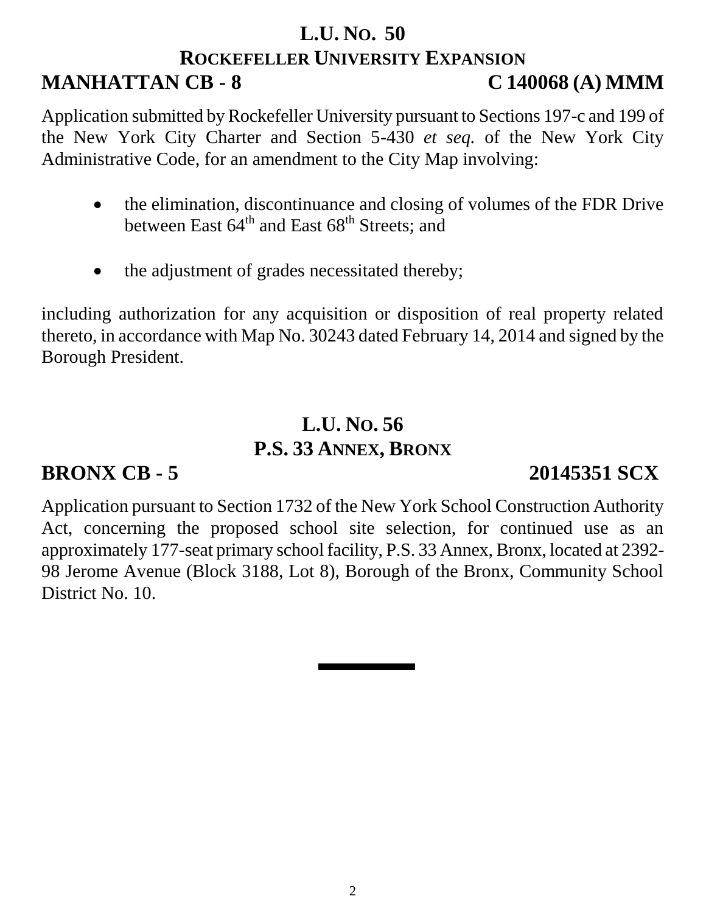## L.U. No. 50
### Rockefeller University Expansion

**MANHATTAN CB - 8** **C 140068 (A) MMM**

Application submitted by Rockefeller University pursuant to Sections 197-c and 199 of the New York City Charter and Section 5-430 *et seq.* of the New York City Administrative Code, for an amendment to the City Map involving:

- the elimination, discontinuance and closing of volumes of the FDR Drive between East 64th and East 68th Streets; and
- the adjustment of grades necessitated thereby;

including authorization for any acquisition or disposition of real property related thereto, in accordance with Map No. 30243 dated February 14, 2014 and signed by the Borough President.

## L.U. No. 56
### P.S. 33 Annex, Bronx

**BRONX CB - 5** **20145351 SCX**

Application pursuant to Section 1732 of the New York School Construction Authority Act, concerning the proposed school site selection, for continued use as an approximately 177-seat primary school facility, P.S. 33 Annex, Bronx, located at 2392-98 Jerome Avenue (Block 3188, Lot 8), Borough of the Bronx, Community School District No. 10.